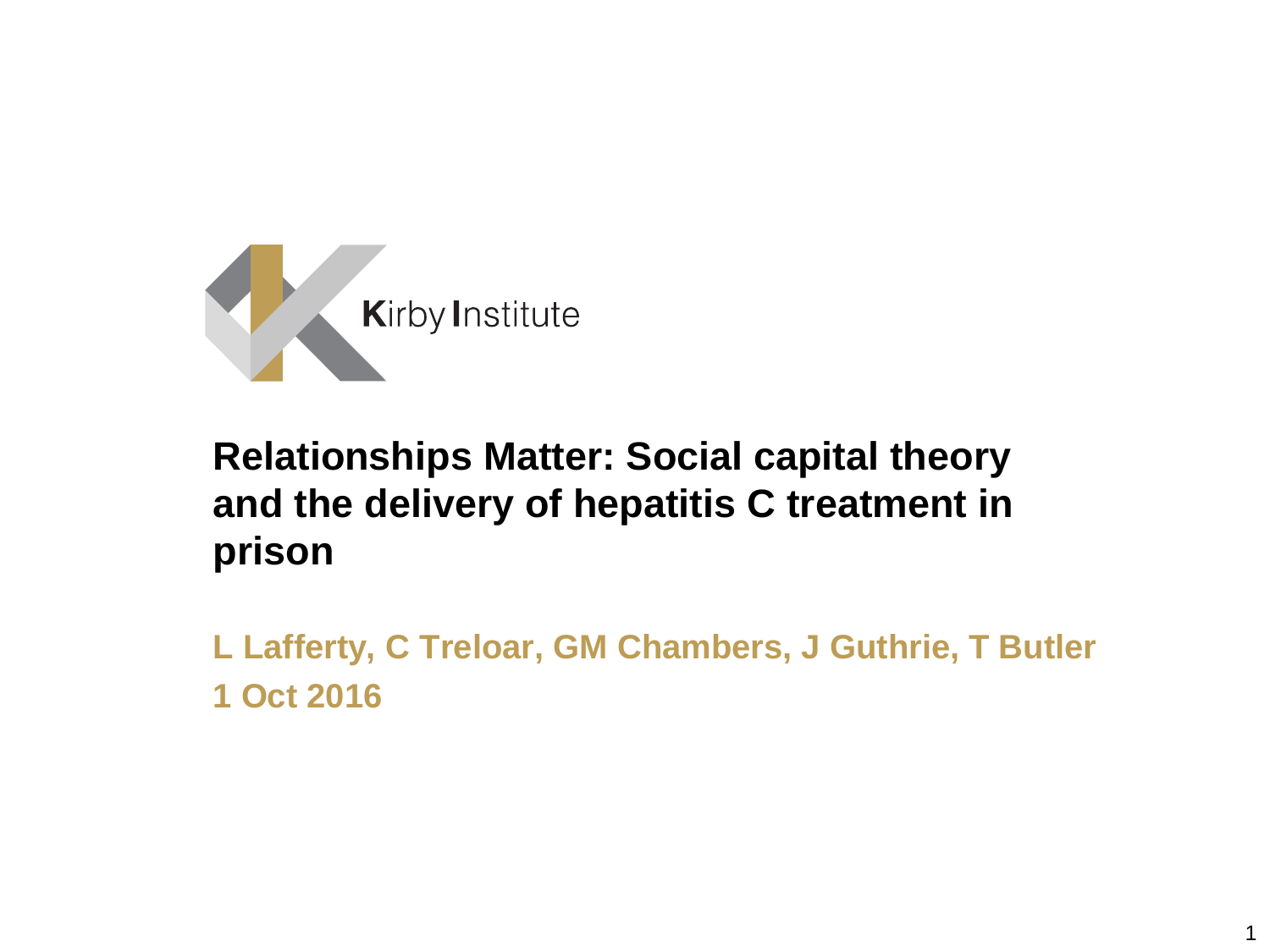Kirby Institute

# Relationships Matter: Social capital theory and the delivery of hepatitis C treatment in prison

**L Lafferty, C Treloar, GM Chambers, J Guthrie, T Butler**
**1 Oct 2016**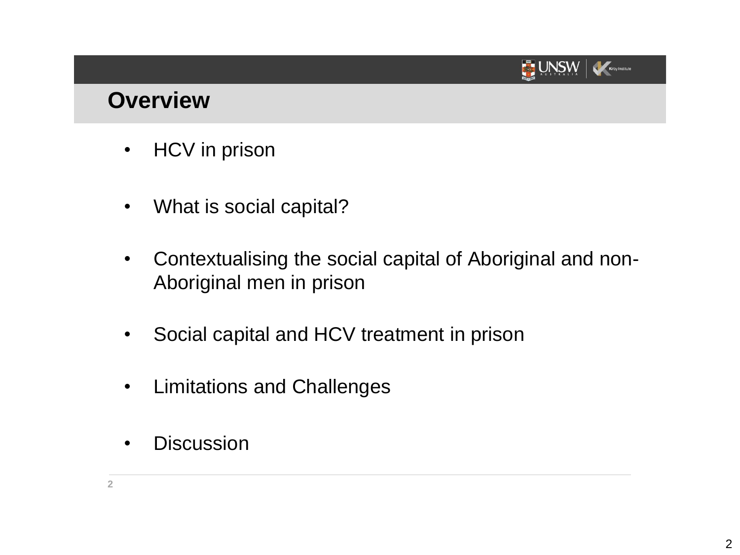# Overview

- HCV in prison
- What is social capital?
- Contextualising the social capital of Aboriginal and non-Aboriginal men in prison
- Social capital and HCV treatment in prison
- Limitations and Challenges
- Discussion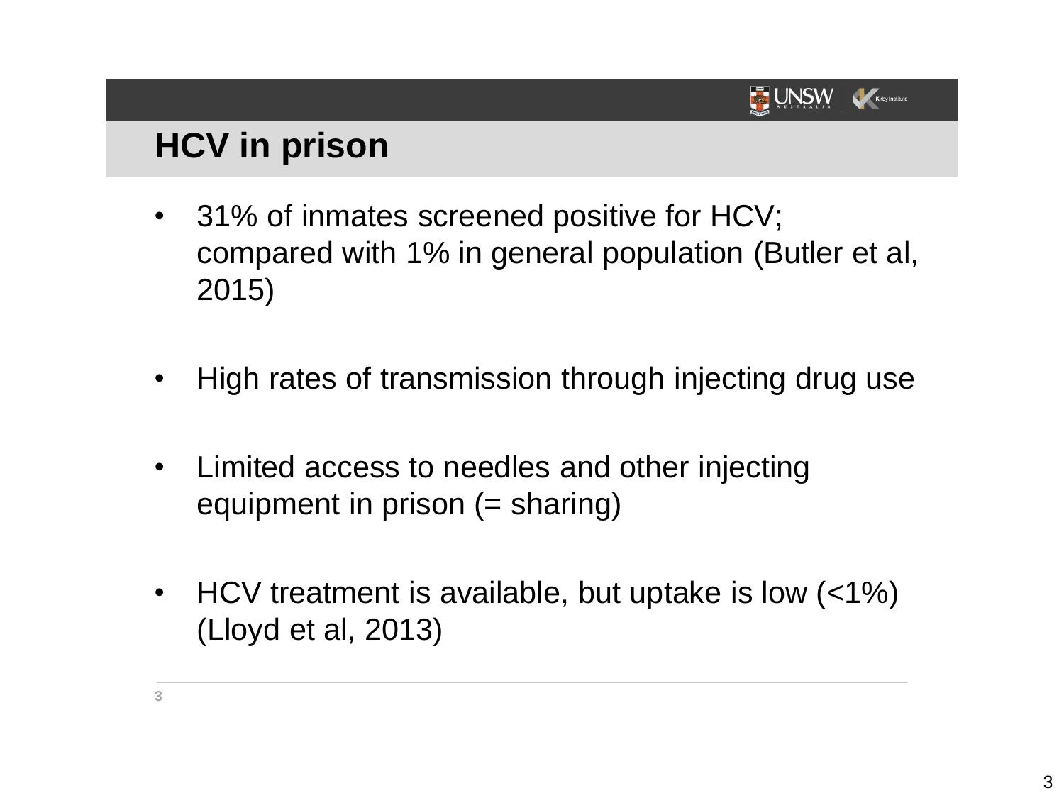# HCV in prison

- 31% of inmates screened positive for HCV; compared with 1% in general population (Butler et al, 2015)
- High rates of transmission through injecting drug use
- Limited access to needles and other injecting equipment in prison (= sharing)
- HCV treatment is available, but uptake is low (<1%) (Lloyd et al, 2013)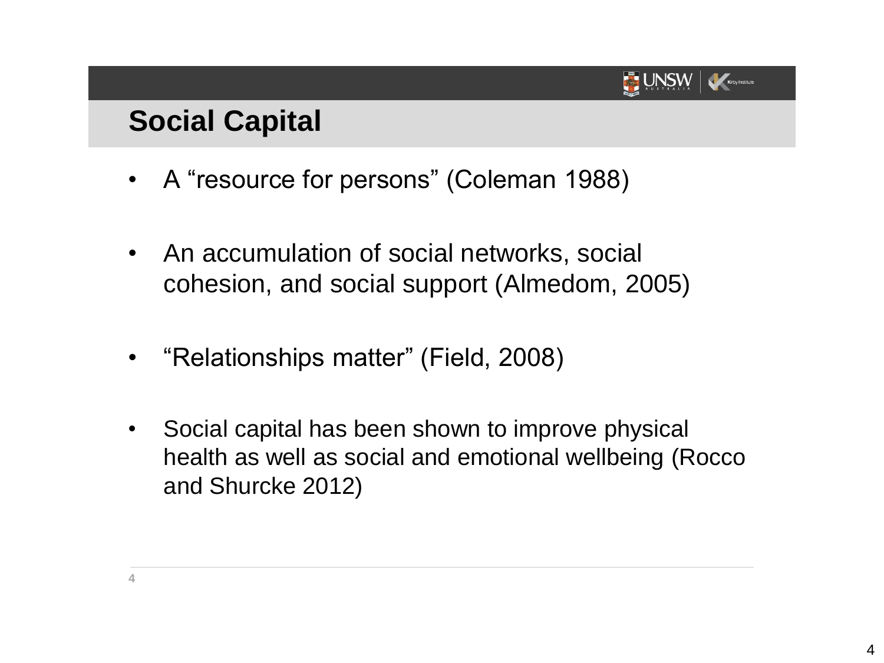## Social Capital

- A "resource for persons" (Coleman 1988)

- An accumulation of social networks, social cohesion, and social support (Almedom, 2005)

- "Relationships matter" (Field, 2008)

- Social capital has been shown to improve physical health as well as social and emotional wellbeing (Rocco and Shurcke 2012)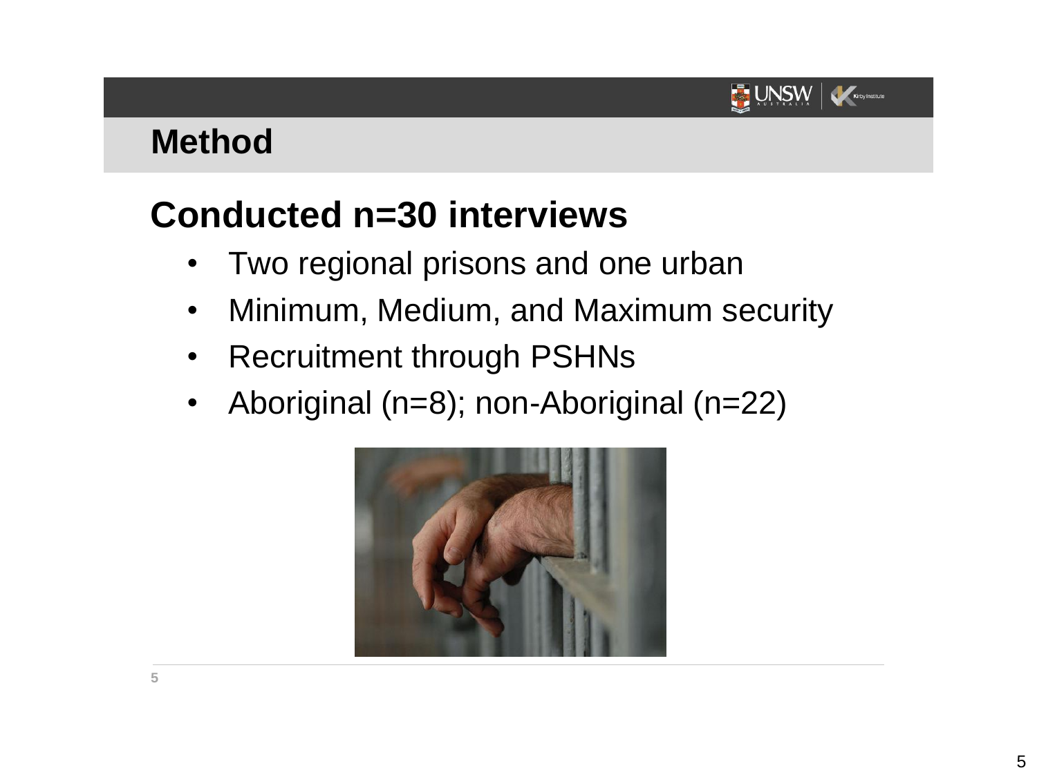# Method

## Conducted n=30 interviews

- Two regional prisons and one urban
- Minimum, Medium, and Maximum security
- Recruitment through PSHNs
- Aboriginal (n=8); non-Aboriginal (n=22)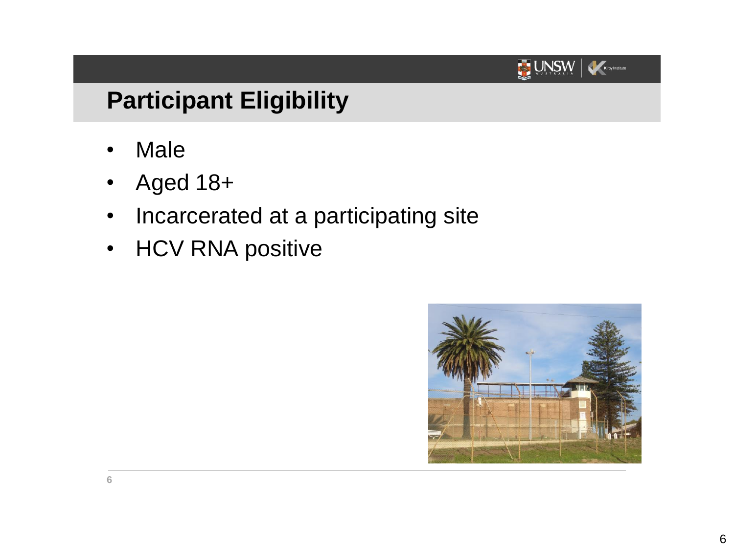## Participant Eligibility

- Male
- Aged 18+
- Incarcerated at a participating site
- HCV RNA positive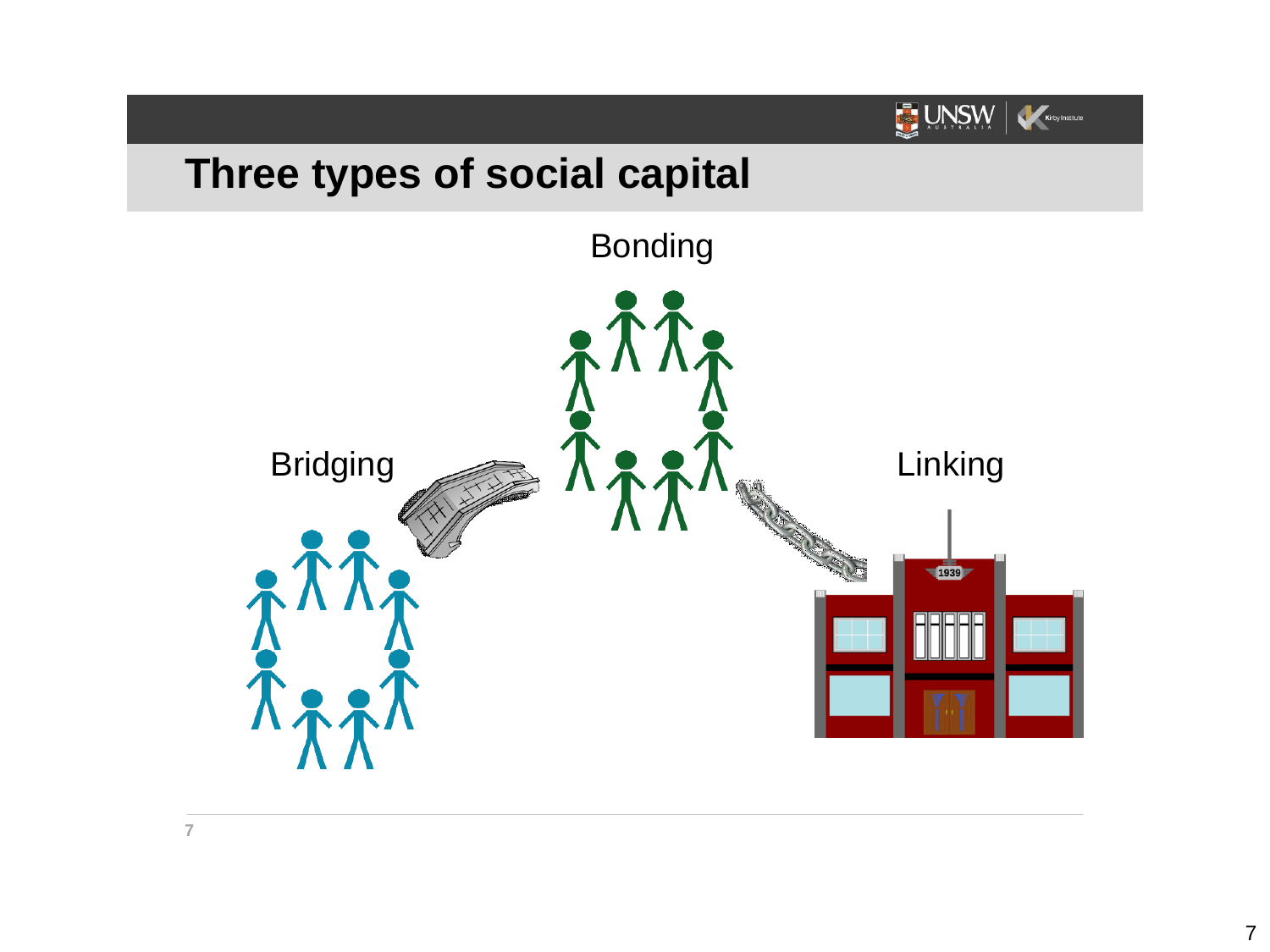# Three types of social capital

Bonding

Bridging

Linking

1939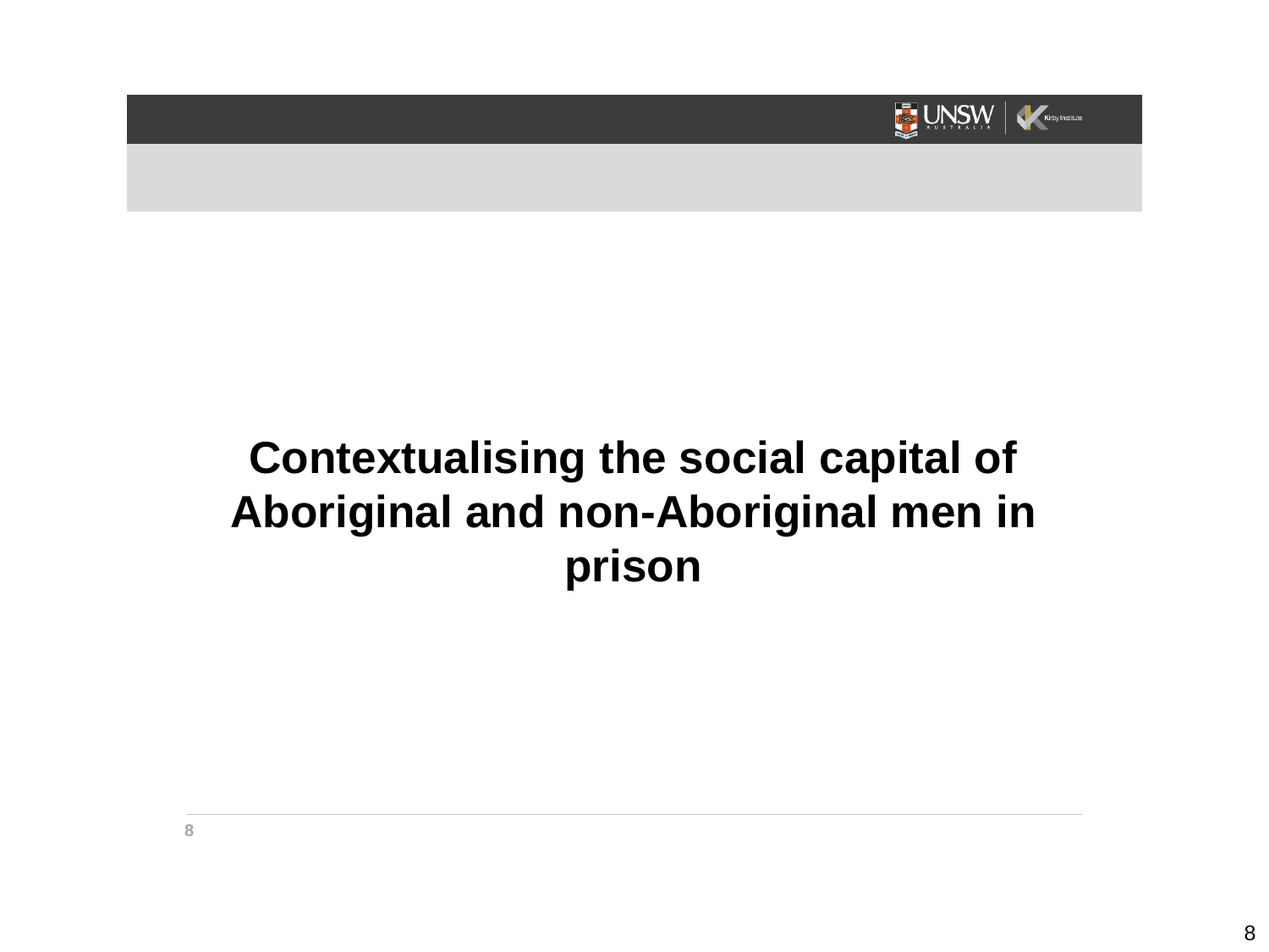# Contextualising the social capital of Aboriginal and non-Aboriginal men in prison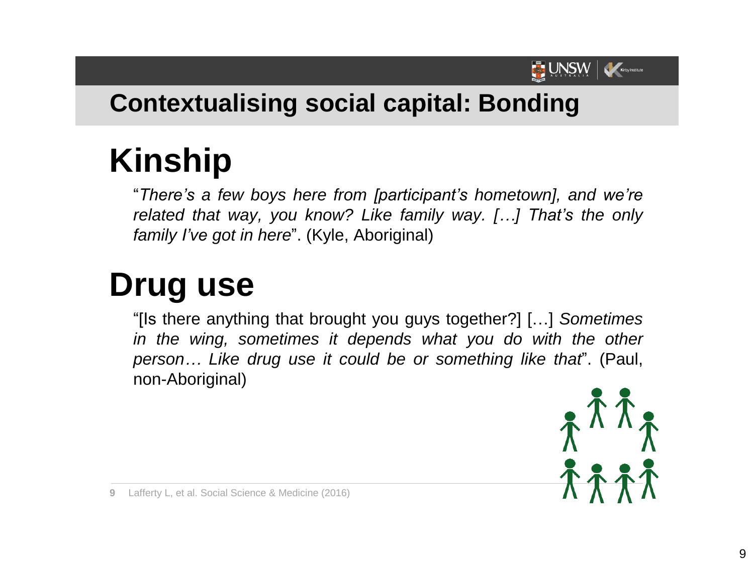# Contextualising social capital: Bonding

## Kinship

"*There's a few boys here from [participant's hometown], and we're related that way, you know? Like family way. […] That's the only family I've got in here*". (Kyle, Aboriginal)

## Drug use

"[Is there anything that brought you guys together?] […] *Sometimes in the wing, sometimes it depends what you do with the other person… Like drug use it could be or something like that*". (Paul, non-Aboriginal)

Lafferty L, et al. Social Science & Medicine (2016)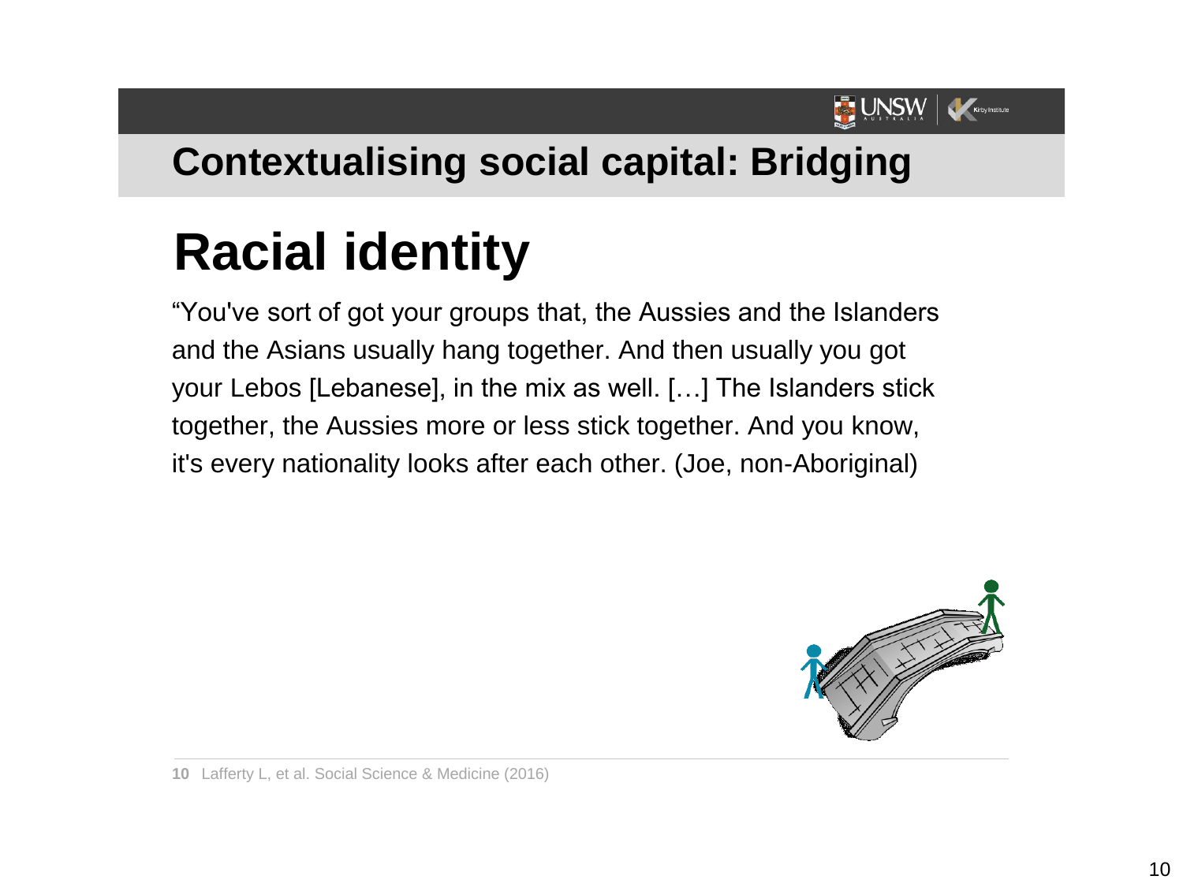## Contextualising social capital: Bridging

# Racial identity

"You've sort of got your groups that, the Aussies and the Islanders and the Asians usually hang together. And then usually you got your Lebos [Lebanese], in the mix as well. […] The Islanders stick together, the Aussies more or less stick together. And you know, it's every nationality looks after each other. (Joe, non-Aboriginal)

**10** Lafferty L, et al. Social Science & Medicine (2016)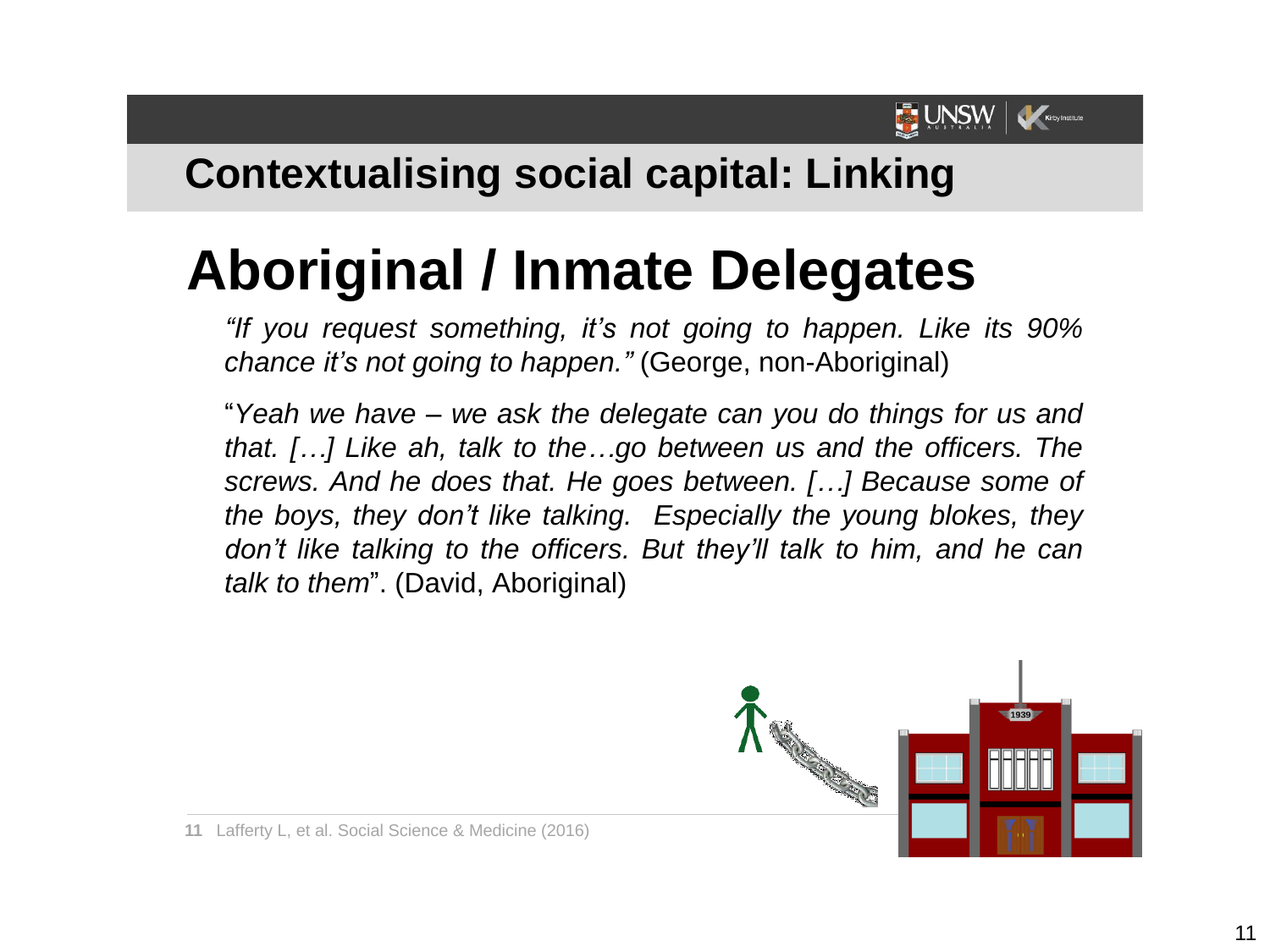## Contextualising social capital: Linking

# Aboriginal / Inmate Delegates

*"If you request something, it's not going to happen. Like its 90% chance it's not going to happen."* (George, non-Aboriginal)

"*Yeah we have – we ask the delegate can you do things for us and that. […] Like ah, talk to the…go between us and the officers. The screws. And he does that. He goes between. […] Because some of the boys, they don't like talking. Especially the young blokes, they don't like talking to the officers. But they'll talk to him, and he can talk to them*". (David, Aboriginal)

11 Lafferty L, et al. Social Science & Medicine (2016)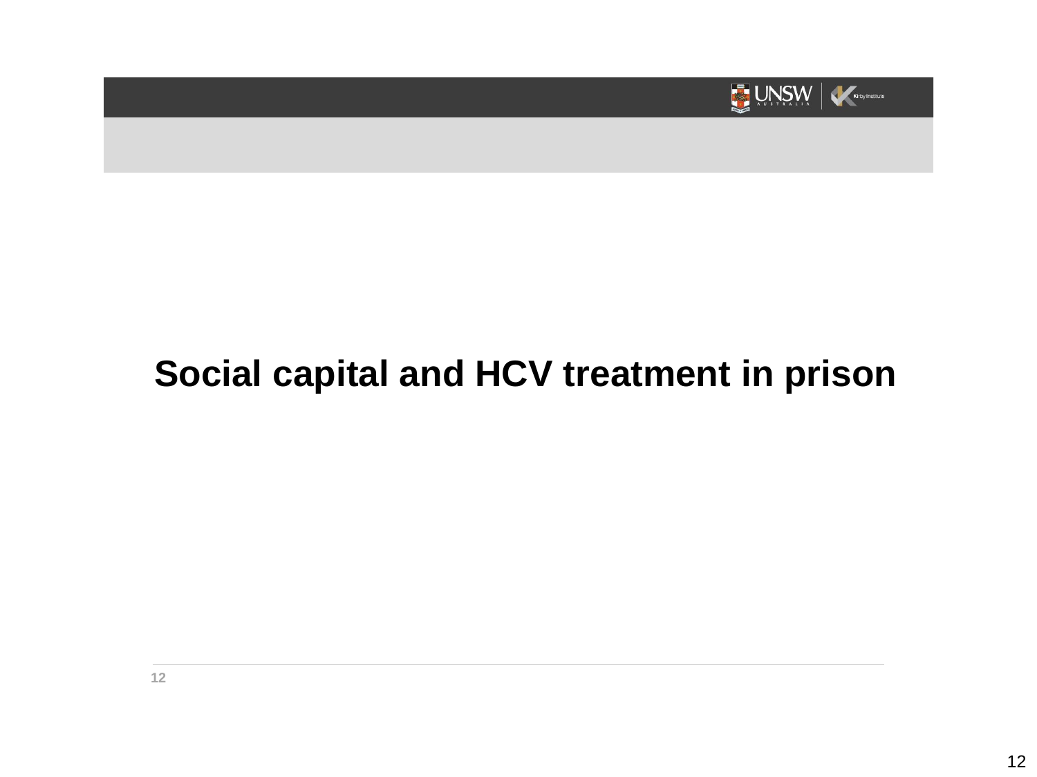# Social capital and HCV treatment in prison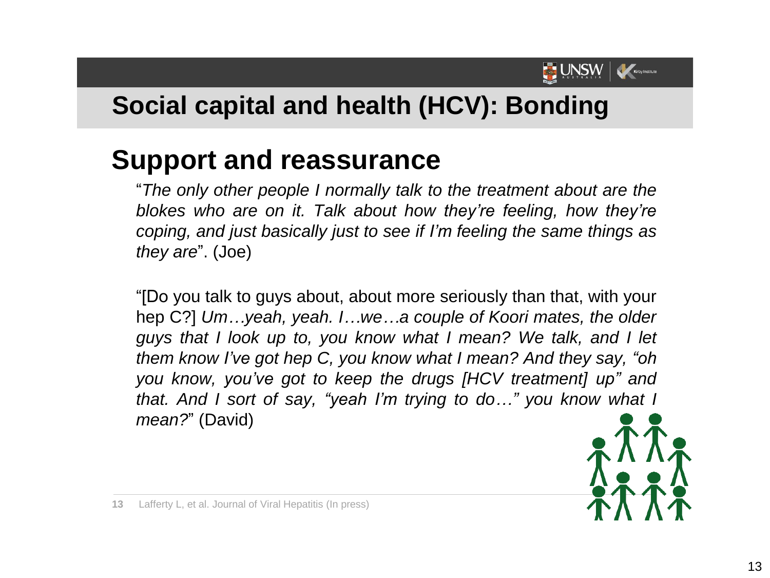# Social capital and health (HCV): Bonding

## Support and reassurance

"*The only other people I normally talk to the treatment about are the blokes who are on it. Talk about how they're feeling, how they're coping, and just basically just to see if I'm feeling the same things as they are*". (Joe)

"[Do you talk to guys about, about more seriously than that, with your hep C?] *Um…yeah, yeah. I…we…a couple of Koori mates, the older guys that I look up to, you know what I mean? We talk, and I let them know I've got hep C, you know what I mean? And they say, "oh you know, you've got to keep the drugs [HCV treatment] up" and that. And I sort of say, "yeah I'm trying to do…" you know what I mean?*" (David)

Lafferty L, et al. Journal of Viral Hepatitis (In press)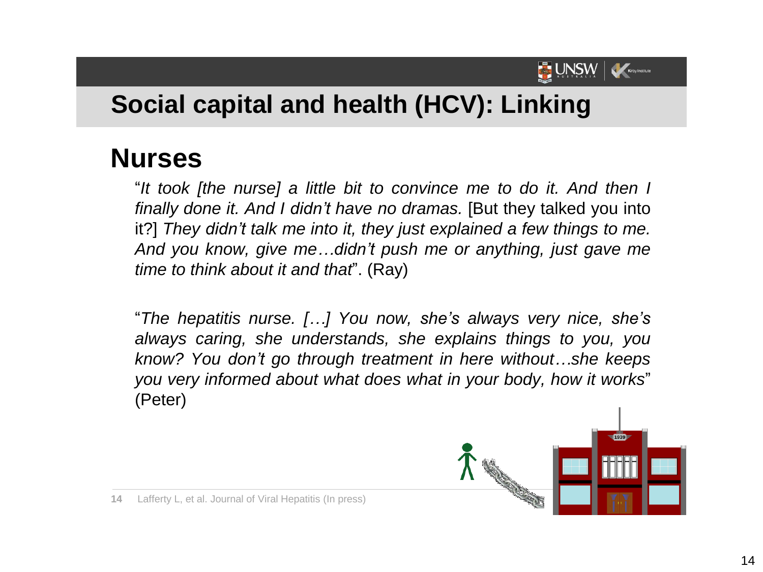# Social capital and health (HCV): Linking

## Nurses

"*It took [the nurse] a little bit to convince me to do it. And then I finally done it. And I didn't have no dramas.* [But they talked you into it?] *They didn't talk me into it, they just explained a few things to me. And you know, give me…didn't push me or anything, just gave me time to think about it and that*". (Ray)

"*The hepatitis nurse. […] You now, she's always very nice, she's always caring, she understands, she explains things to you, you know? You don't go through treatment in here without…she keeps you very informed about what does what in your body, how it works*" (Peter)

Lafferty L, et al. Journal of Viral Hepatitis (In press)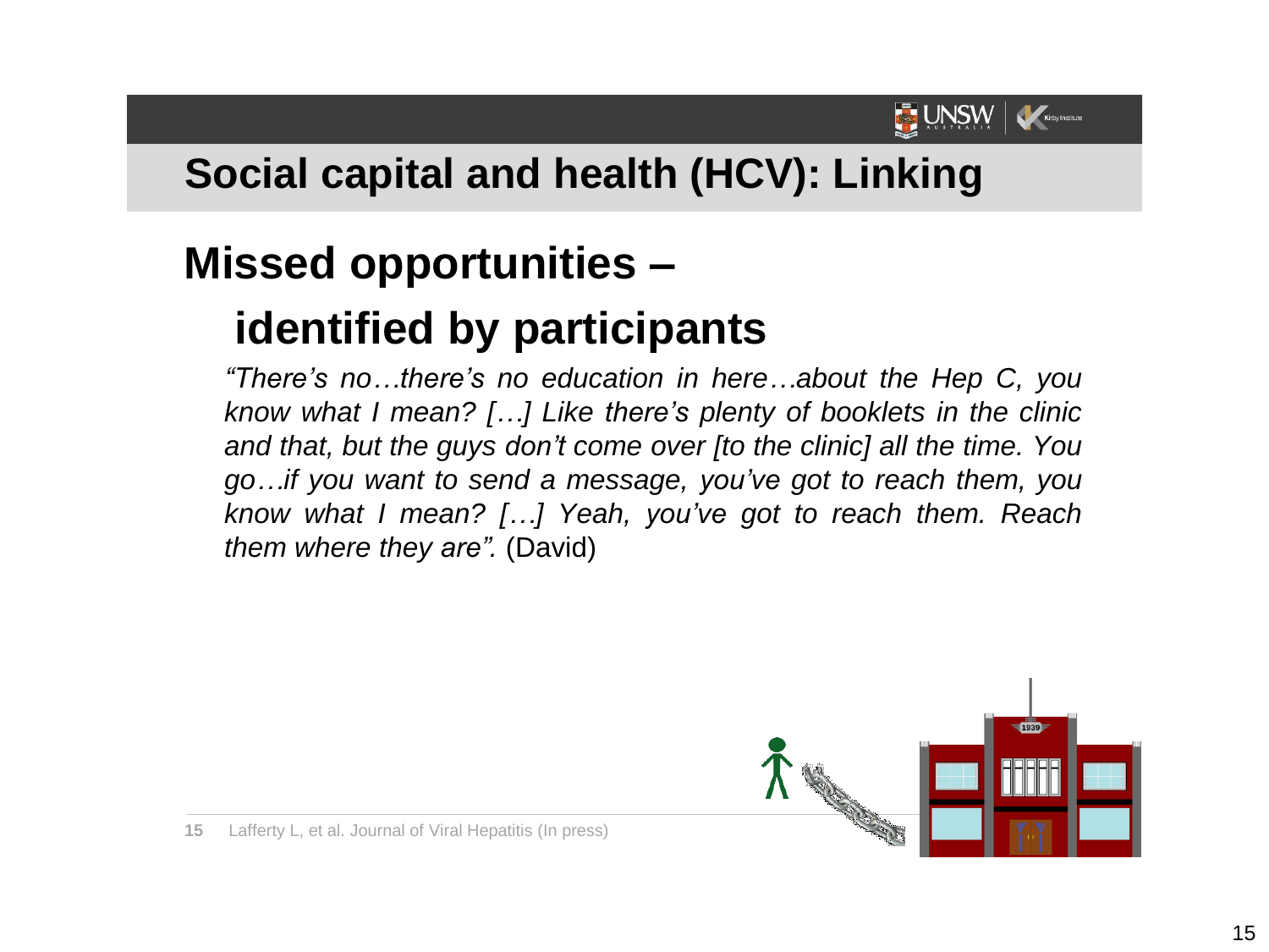# Social capital and health (HCV): Linking

## Missed opportunities – identified by participants

*"There's no…there's no education in here…about the Hep C, you know what I mean? […] Like there's plenty of booklets in the clinic and that, but the guys don't come over [to the clinic] all the time. You go…if you want to send a message, you've got to reach them, you know what I mean? […] Yeah, you've got to reach them. Reach them where they are".* (David)

Lafferty L, et al. Journal of Viral Hepatitis (In press)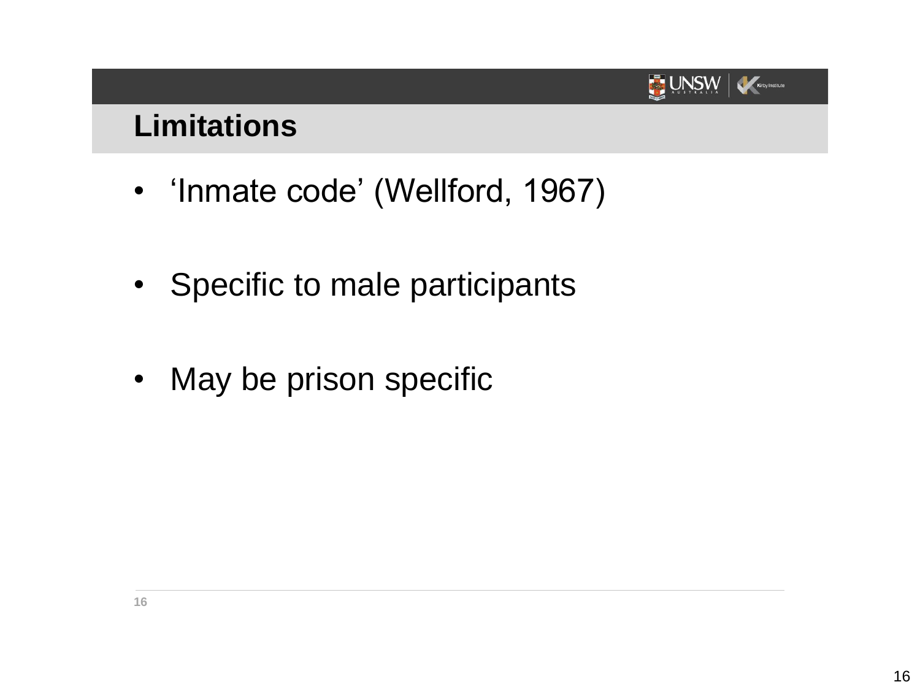## Limitations

- ‘Inmate code’ (Wellford, 1967)
- Specific to male participants
- May be prison specific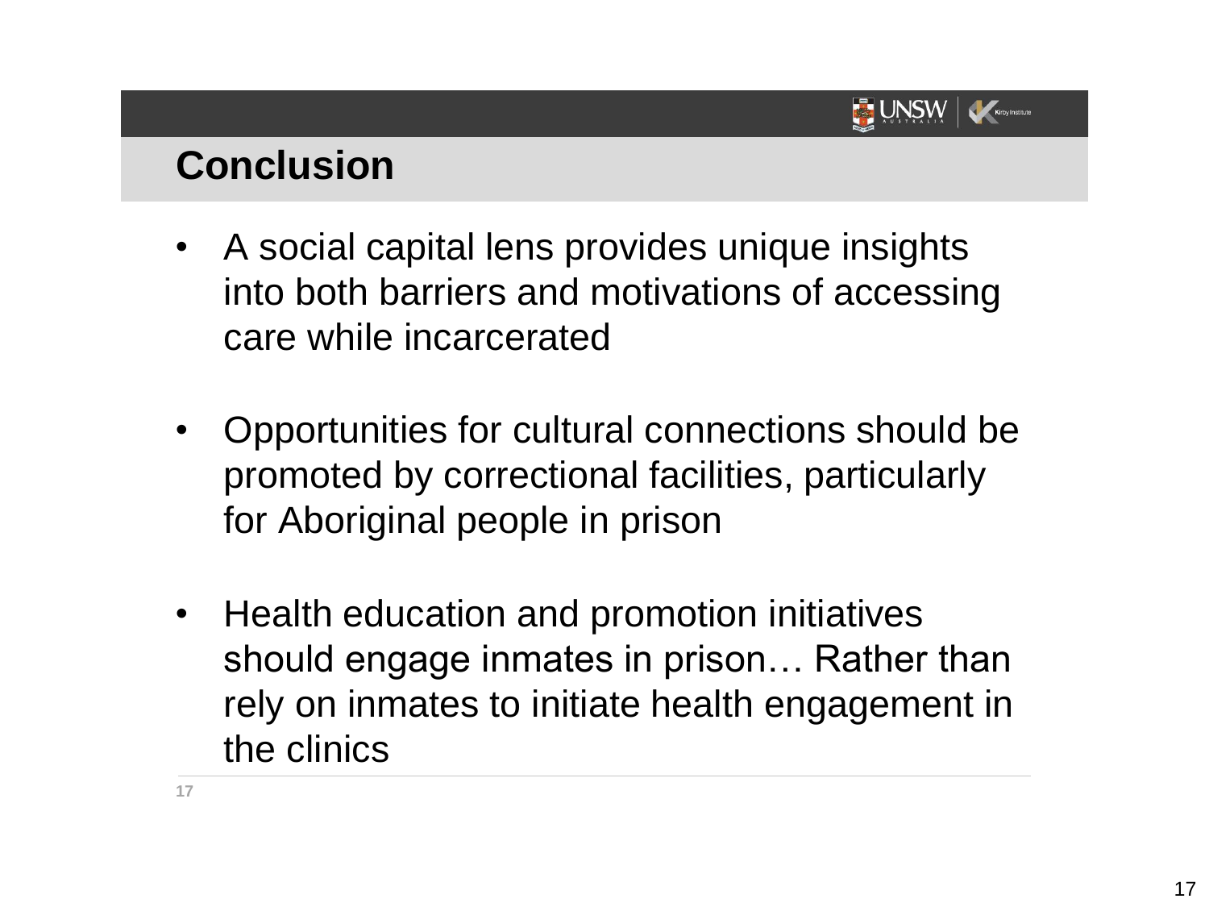## Conclusion

- A social capital lens provides unique insights into both barriers and motivations of accessing care while incarcerated
- Opportunities for cultural connections should be promoted by correctional facilities, particularly for Aboriginal people in prison
- Health education and promotion initiatives should engage inmates in prison… Rather than rely on inmates to initiate health engagement in the clinics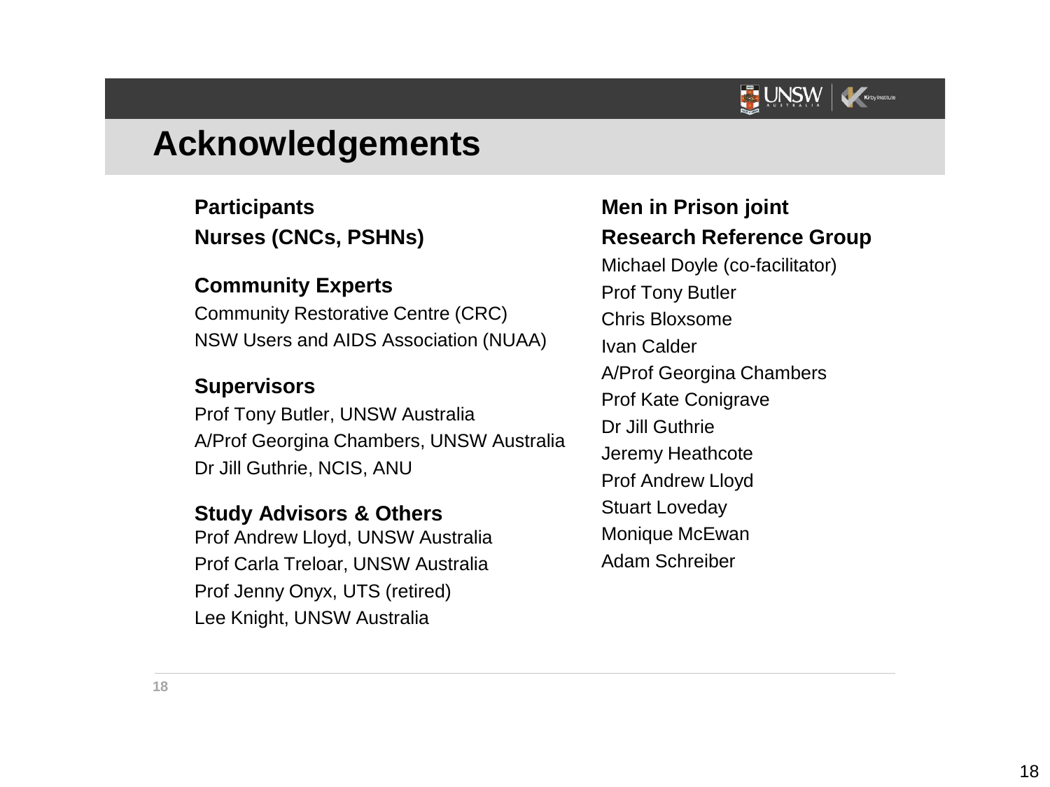# Acknowledgements

**Participants**

**Nurses (CNCs, PSHNs)**

**Community Experts**

Community Restorative Centre (CRC)
NSW Users and AIDS Association (NUAA)

**Supervisors**

Prof Tony Butler, UNSW Australia
A/Prof Georgina Chambers, UNSW Australia
Dr Jill Guthrie, NCIS, ANU

**Study Advisors & Others**

Prof Andrew Lloyd, UNSW Australia
Prof Carla Treloar, UNSW Australia
Prof Jenny Onyx, UTS (retired)
Lee Knight, UNSW Australia

**Men in Prison joint Research Reference Group**

Michael Doyle (co-facilitator)
Prof Tony Butler
Chris Bloxsome
Ivan Calder
A/Prof Georgina Chambers
Prof Kate Conigrave
Dr Jill Guthrie
Jeremy Heathcote
Prof Andrew Lloyd
Stuart Loveday
Monique McEwan
Adam Schreiber